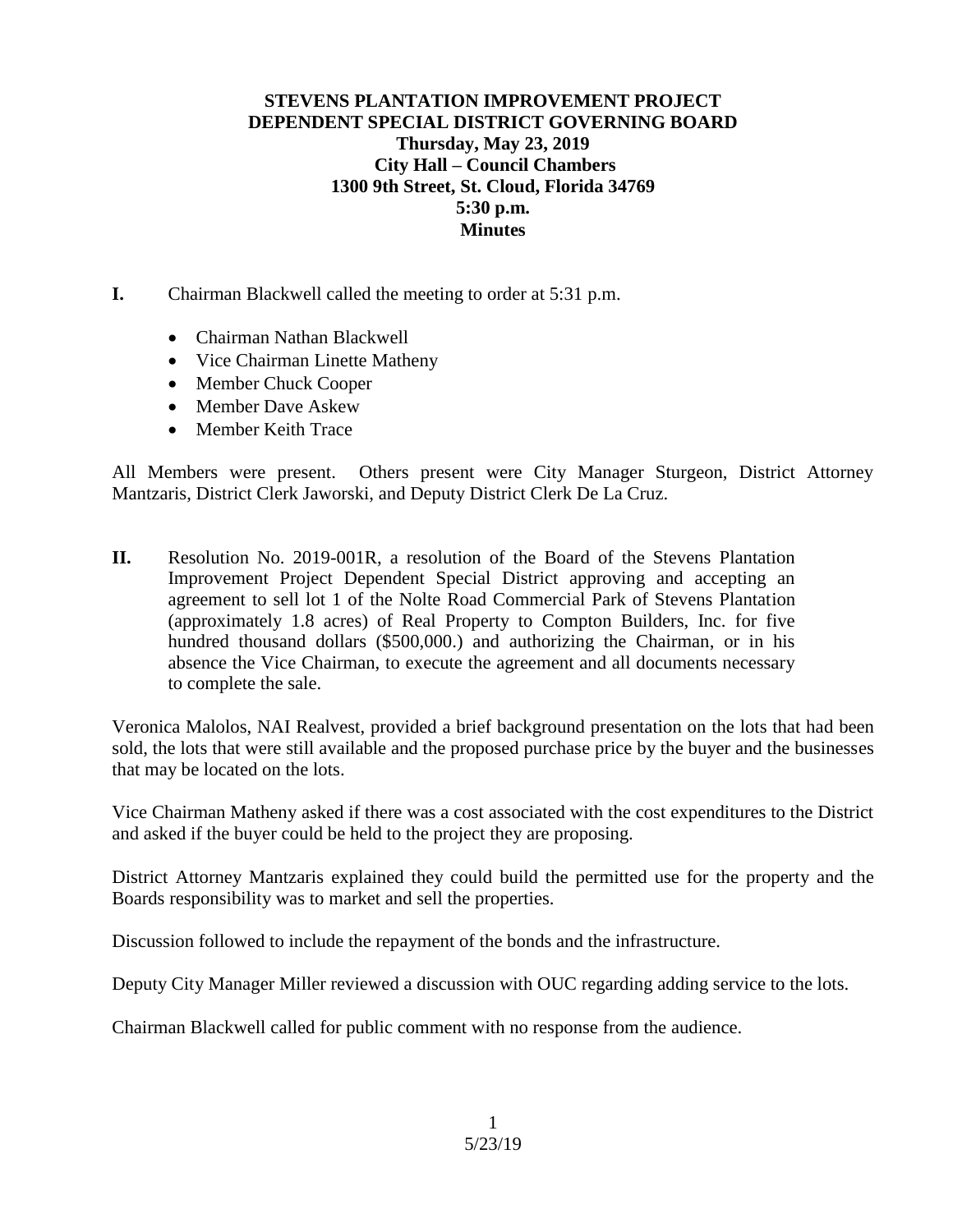**STEVENS PLANTATION IMPROVEMENT PROJECT**
**DEPENDENT SPECIAL DISTRICT GOVERNING BOARD**
**Thursday, May 23, 2019**
**City Hall – Council Chambers**
**1300 9th Street, St. Cloud, Florida 34769**
**5:30 p.m.**
**Minutes**

**I.** Chairman Blackwell called the meeting to order at 5:31 p.m.

- Chairman Nathan Blackwell
- Vice Chairman Linette Matheny
- Member Chuck Cooper
- Member Dave Askew
- Member Keith Trace

All Members were present. Others present were City Manager Sturgeon, District Attorney Mantzaris, District Clerk Jaworski, and Deputy District Clerk De La Cruz.

**II.** Resolution No. 2019-001R, a resolution of the Board of the Stevens Plantation Improvement Project Dependent Special District approving and accepting an agreement to sell lot 1 of the Nolte Road Commercial Park of Stevens Plantation (approximately 1.8 acres) of Real Property to Compton Builders, Inc. for five hundred thousand dollars ($500,000.) and authorizing the Chairman, or in his absence the Vice Chairman, to execute the agreement and all documents necessary to complete the sale.

Veronica Malolos, NAI Realvest, provided a brief background presentation on the lots that had been sold, the lots that were still available and the proposed purchase price by the buyer and the businesses that may be located on the lots.

Vice Chairman Matheny asked if there was a cost associated with the cost expenditures to the District and asked if the buyer could be held to the project they are proposing.

District Attorney Mantzaris explained they could build the permitted use for the property and the Boards responsibility was to market and sell the properties.

Discussion followed to include the repayment of the bonds and the infrastructure.

Deputy City Manager Miller reviewed a discussion with OUC regarding adding service to the lots.

Chairman Blackwell called for public comment with no response from the audience.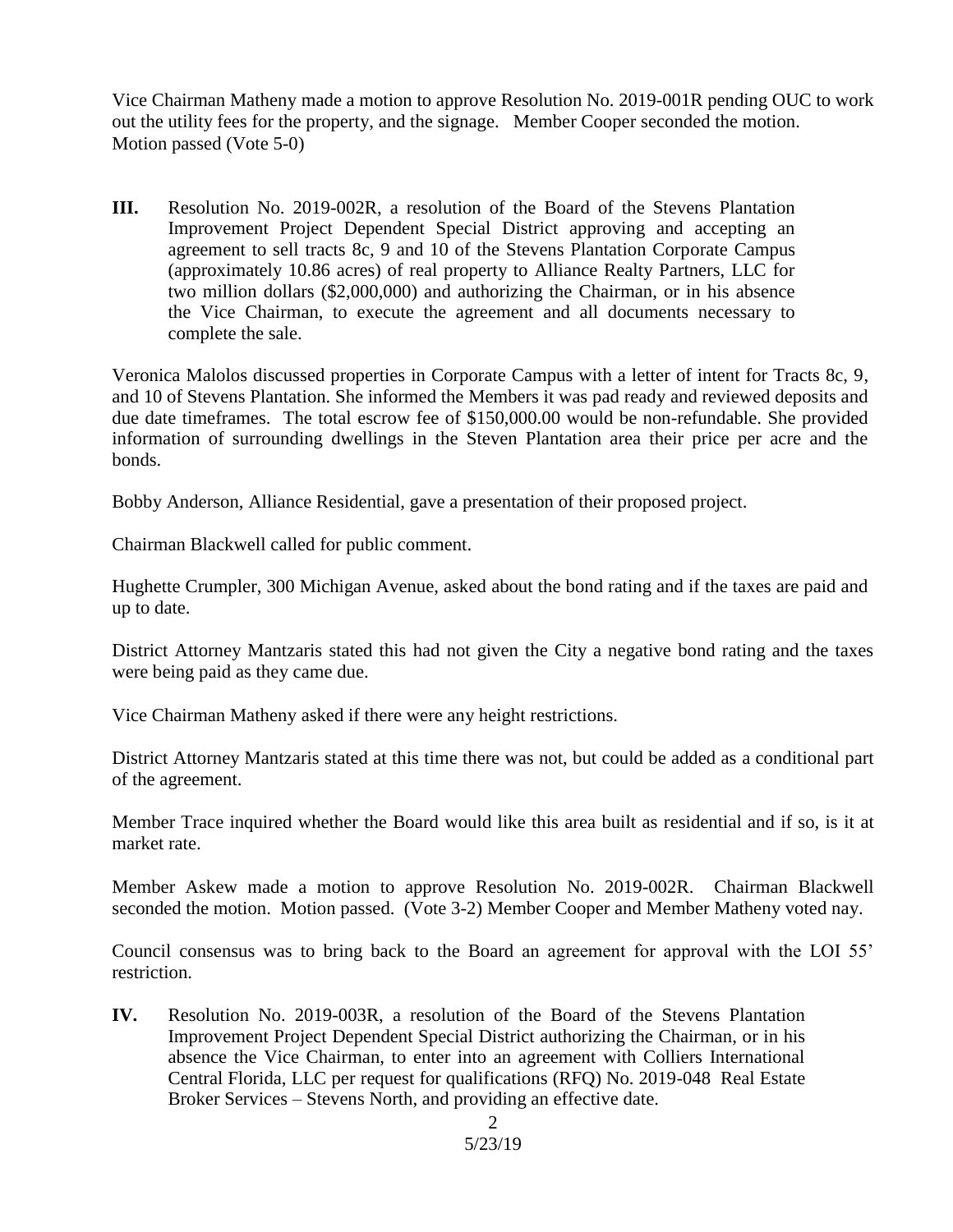Vice Chairman Matheny made a motion to approve Resolution No. 2019-001R pending OUC to work out the utility fees for the property, and the signage. Member Cooper seconded the motion. Motion passed (Vote 5-0)

**III.** Resolution No. 2019-002R, a resolution of the Board of the Stevens Plantation Improvement Project Dependent Special District approving and accepting an agreement to sell tracts 8c, 9 and 10 of the Stevens Plantation Corporate Campus (approximately 10.86 acres) of real property to Alliance Realty Partners, LLC for two million dollars ($2,000,000) and authorizing the Chairman, or in his absence the Vice Chairman, to execute the agreement and all documents necessary to complete the sale.

Veronica Malolos discussed properties in Corporate Campus with a letter of intent for Tracts 8c, 9, and 10 of Stevens Plantation. She informed the Members it was pad ready and reviewed deposits and due date timeframes. The total escrow fee of $150,000.00 would be non-refundable. She provided information of surrounding dwellings in the Steven Plantation area their price per acre and the bonds.

Bobby Anderson, Alliance Residential, gave a presentation of their proposed project.

Chairman Blackwell called for public comment.

Hughette Crumpler, 300 Michigan Avenue, asked about the bond rating and if the taxes are paid and up to date.

District Attorney Mantzaris stated this had not given the City a negative bond rating and the taxes were being paid as they came due.

Vice Chairman Matheny asked if there were any height restrictions.

District Attorney Mantzaris stated at this time there was not, but could be added as a conditional part of the agreement.

Member Trace inquired whether the Board would like this area built as residential and if so, is it at market rate.

Member Askew made a motion to approve Resolution No. 2019-002R. Chairman Blackwell seconded the motion. Motion passed. (Vote 3-2) Member Cooper and Member Matheny voted nay.

Council consensus was to bring back to the Board an agreement for approval with the LOI 55' restriction.

**IV.** Resolution No. 2019-003R, a resolution of the Board of the Stevens Plantation Improvement Project Dependent Special District authorizing the Chairman, or in his absence the Vice Chairman, to enter into an agreement with Colliers International Central Florida, LLC per request for qualifications (RFQ) No. 2019-048 Real Estate Broker Services – Stevens North, and providing an effective date.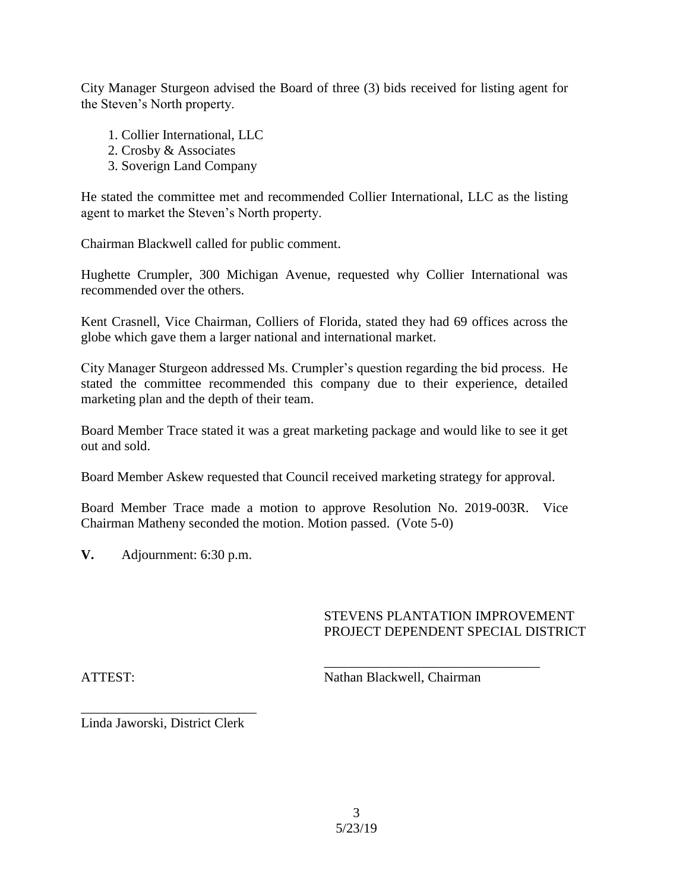City Manager Sturgeon advised the Board of three (3) bids received for listing agent for the Steven's North property.

1. Collier International, LLC
2. Crosby & Associates
3. Soverign Land Company

He stated the committee met and recommended Collier International, LLC as the listing agent to market the Steven's North property.

Chairman Blackwell called for public comment.

Hughette Crumpler, 300 Michigan Avenue, requested why Collier International was recommended over the others.

Kent Crasnell, Vice Chairman, Colliers of Florida, stated they had 69 offices across the globe which gave them a larger national and international market.

City Manager Sturgeon addressed Ms. Crumpler's question regarding the bid process. He stated the committee recommended this company due to their experience, detailed marketing plan and the depth of their team.

Board Member Trace stated it was a great marketing package and would like to see it get out and sold.

Board Member Askew requested that Council received marketing strategy for approval.

Board Member Trace made a motion to approve Resolution No. 2019-003R. Vice Chairman Matheny seconded the motion. Motion passed. (Vote 5-0)

**V.** Adjournment: 6:30 p.m.

STEVENS PLANTATION IMPROVEMENT PROJECT DEPENDENT SPECIAL DISTRICT

ATTEST:

_______________________________
Nathan Blackwell, Chairman

_______________________________
Linda Jaworski, District Clerk

5/23/19